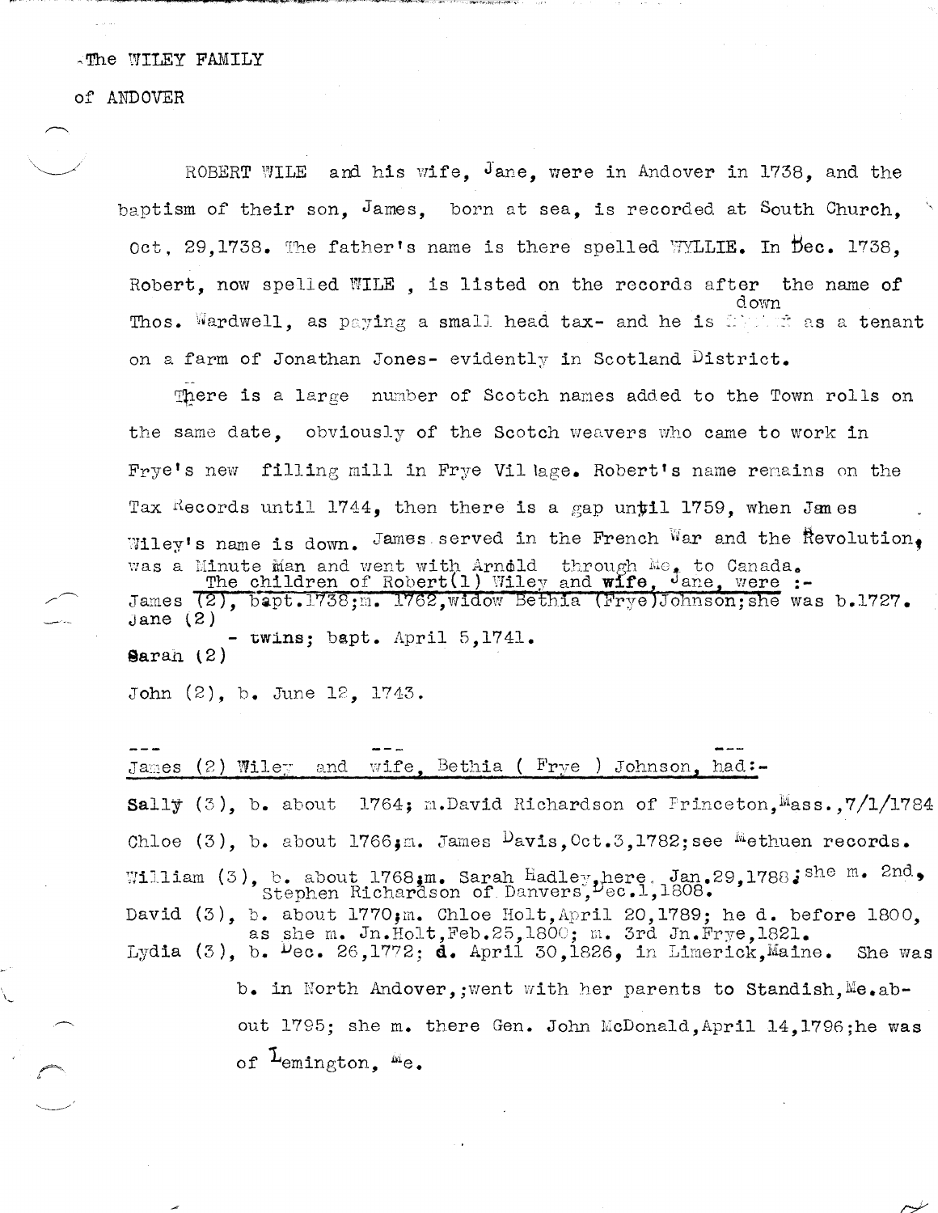The WILEY FAMILY

of ANDOVER

ROBERT WILE and his wife, Jane, were in Andover in 1738, and the baptism of their son, James, born at sea, is recorded at South Church, Oct. 29,1738. The father's name is there spelled WYLLIE. In Dec. 1738, Robert, now spelled WILE , is listed on the records after the name of Thos. Wardwell, as paying a small head tax- and he is down as a tenant on a farm of Jonathan Jones- evidently in Scotland District.

There is a large number of Scotch names added to the Town rolls on the same date, obviously of the Scotch weavers who came to work in Frye's new filling mill in Frye Village. Robert's name remains on the Tax Records until 1744, then there is a gap until 1759, when James Wiley's name is down. James served in the French War and the Revolution, was a Minute Man and went with Arnold through Me. to Canada.

The children of Robert(1) Wiley and wife, Jane, were :-

James (2), bapt.1738;m. 1762,widow Bethia (Frye)Johnson;she was b.1727.
Jane (2)
 - twins; bapt. April 5,1741.
Sarah (2)

John (2), b. June 12, 1743.

James (2) Wiley and wife, Bethia ( Frye ) Johnson, had:-

Sally (3), b. about 1764; m.David Richardson of Princeton,Mass.,7/1/1784

Chloe (3), b. about 1766;m. James Davis,Oct.3,1782;see Methuen records.

William (3), b. about 1768;m. Sarah Hadley,here, Jan.29,1788;she m. 2nd, Stephen Richardson of Danvers,Dec.1,1808.

David (3), b. about 1770;m. Chloe Holt,April 20,1789; he d. before 1800, as she m. Jn.Holt,Feb.25,1800; m. 3rd Jn.Frye,1821.

Lydia (3), b. Dec. 26,1772; d. April 30,1826, in Limerick,Maine. She was b. in North Andover,;went with her parents to Standish,Me.about 1795; she m. there Gen. John McDonald,April 14,1796;he was of Lemington, Me.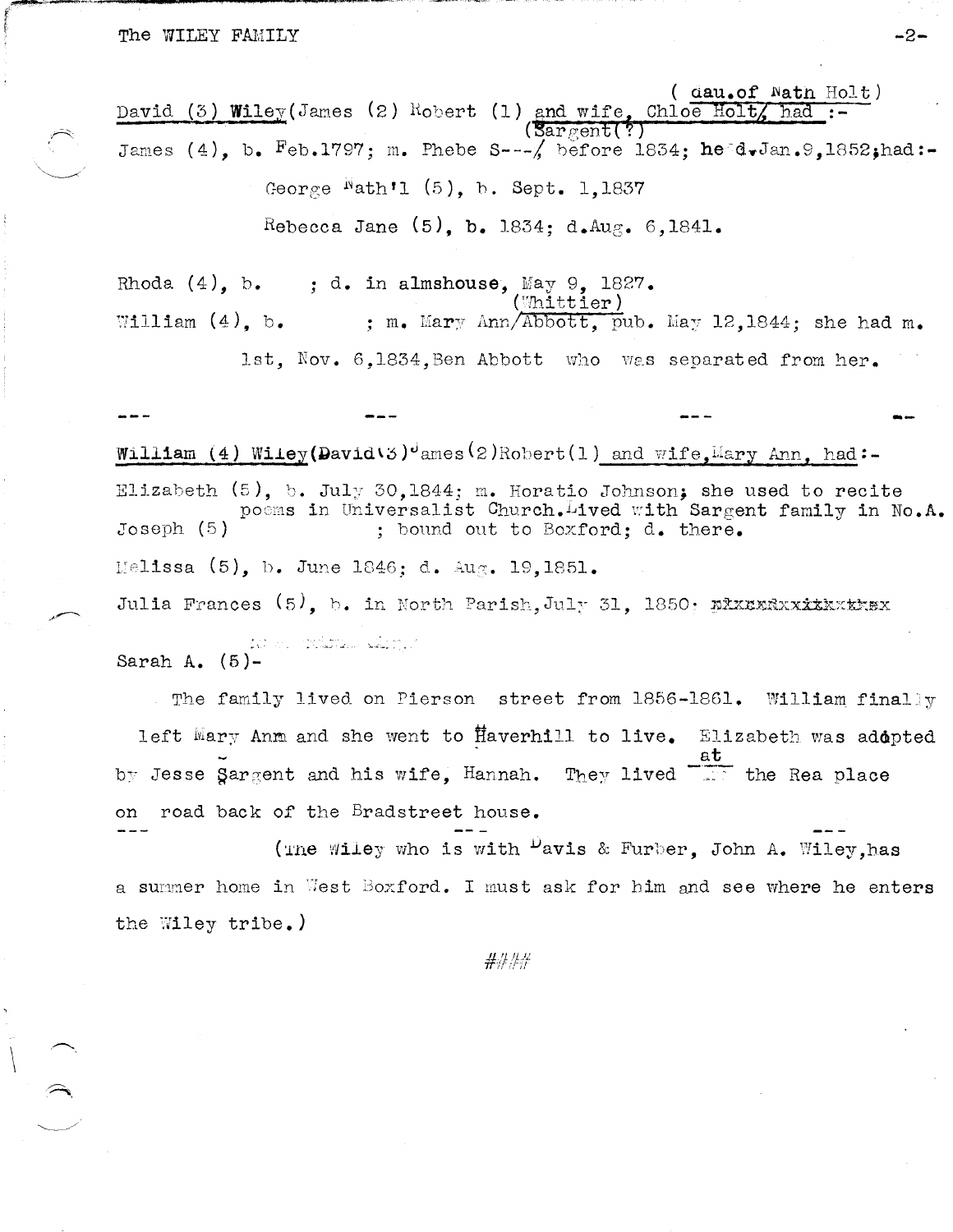( dau.of Nath Holt)

David (3) **Wiley**(James (2) Robert (1) and wife, Chloe Holt/ had :-
(Sargent(?)

James (4), b. Feb.1797; m. Phebe S---/ before 1834; he d.Jan.9,1852;had:-

George Nath'l (5), b. Sept. 1,1837

Rebecca Jane (5), b. 1834; d.Aug. 6,1841.

Rhoda (4), b. ; d. in almshouse, May 9, 1827.

(Whittier)

William (4), b. ; m. Mary Ann/Abbott, pub. May 12,1844; she had m.
1st, Nov. 6,1834,Ben Abbott who was separated from her.

--- --- --- ---

**William** (4) **Wiley**(David(3)James(2)Robert(1) and wife,Mary Ann, had:-

Elizabeth (5), b. July 30,1844; m. Horatio Johnson; she used to recite poems in Universalist Church.Lived with Sargent family in No.A.

Joseph (5) ; bound out to Boxford; d. there.

Melissa (5), b. June 1846; d. Aug. 19,1851.

Julia Frances (5), b. in North Parish,July 31, 1850. ~~xxxxxxxxxxxxxx~~

Sarah A. (5)-

The family lived on Pierson street from 1856-1861. William finally left Mary Ann and she went to Haverhill to live. Elizabeth was adopted by Jesse Sargent and his wife, Hannah. They lived at the Rea place on road back of the Bradstreet house.

(The Wiley who is with Davis & Furber, John A. Wiley,has a summer home in West Boxford. I must ask for him and see where he enters the Wiley tribe.)

###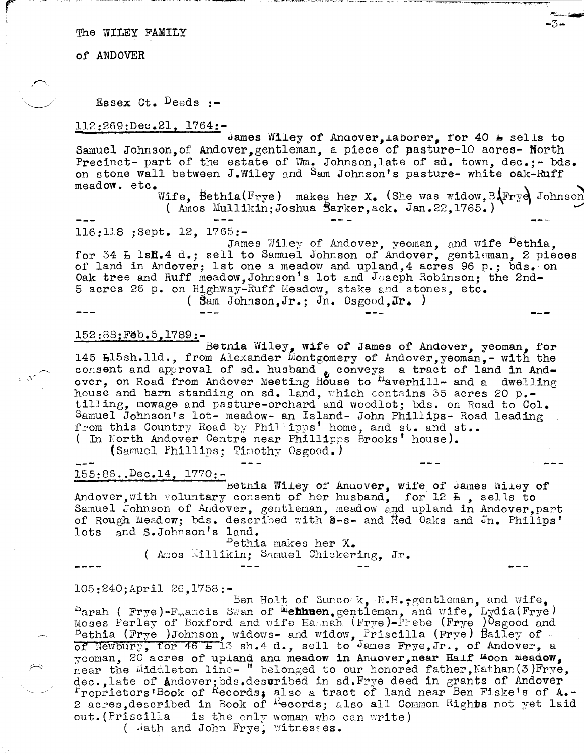The WILEY FAMILY

of ANDOVER

Essex Ct. Deeds :-

112:269;Dec.21, 1764:-

James Wiley of Andover,laborer, for 40 £ sells to Samuel Johnson,of Andover,gentleman, a piece of pasture-10 acres- North Precinct- part of the estate of Wm. Johnson,late of sd. town, dec.;- bds. on stone wall between J.Wiley and Sam Johnson's pasture- white oak-Ruff meadow. etc.

Wife, Bethia(Frye) makes her X. (She was widow,B.(Frye) Johnson
( Amos Mullikin;Joshua Barker,ack. Jan.22,1765.)

--- --- --- ---

116:118 ;Sept. 12, 1765:-

James Wiley of Andover, yeoman, and wife Bethia, for 34 £ 1sh.4 d.; sell to Samuel Johnson of Andover, gentleman, 2 pieces of land in Andover; 1st one a meadow and upland,4 acres 96 p.; bds. on Oak tree and Ruff meadow,Johnson's lot and Joseph Robinson; the 2nd- 5 acres 26 p. on Highway-Ruff Meadow, stake and stones, etc.
( Sam Johnson,Jr.; Jn. Osgood,Jr. )

--- --- --- ---

152:88;Feb.5,1789:-

Bethia Wiley, wife of James of Andover, yeoman, for 145 £15sh.11d., from Alexander Montgomery of Andover,yeoman,- with the consent and approval of sd. husband, conveys a tract of land in Andover, on Road from Andover Meeting House to Haverhill- and a dwelling house and barn standing on sd. land, which contains 35 acres 20 p.- tilling, mowage and pasture-orchard and woodlot; bds. on Road to Col. Samuel Johnson's lot- meadow- an Island- John Phillips- Road leading from this Country Road by Phillipps' home, and st. and st..
( In North Andover Centre near Phillipps Brooks' house).
(Samuel Phillips; Timothy Osgood.)

--- --- --- ---

155:86..Dec.14, 1770:-

Bethia Wiley of Andover, wife of James Wiley of Andover,with voluntary consent of her husband, for 12 £ , sells to Samuel Johnson of Andover, gentleman, meadow and upland in Andover,part of Rough Meadow; bds. described with s-s- and Red Oaks and Jn. Philips' lots and S.Johnson's land.

Bethia makes her X.
( Amos Millikin; Samuel Chickering, Jr.

---- --- -- ---

105:240;April 26,1758:-

Ben Holt of Suncook, N.H.,gentleman, and wife, Sarah ( Frye)-Francis Swan of Methuen,gentleman, and wife, Lydia(Frye) Moses Perley of Boxford and wife Hannah (Frye)-Phebe (Frye )Osgood and Bethia (Frye )Johnson, widows- and widow, Priscilla (Frye) Bailey of of Newbury, for 46 £ 13 sh.4 d., sell to James Frye,Jr., of Andover, a yeoman, 20 acres of upland and meadow in Andover,near Half Moon Meadow, near the Middleton line- " belonged to our honored father,Nathan(3)Frye, dec.,late of Andover;bds.described in sd.Frye deed in grants of Andover Proprietors'Book of Records; also a tract of land near Ben Fiske's of A.- 2 acres,described in Book of Records; also all Common Rights not yet laid out.(Priscilla is the only woman who can write)
( Nath and John Frye, witnesses.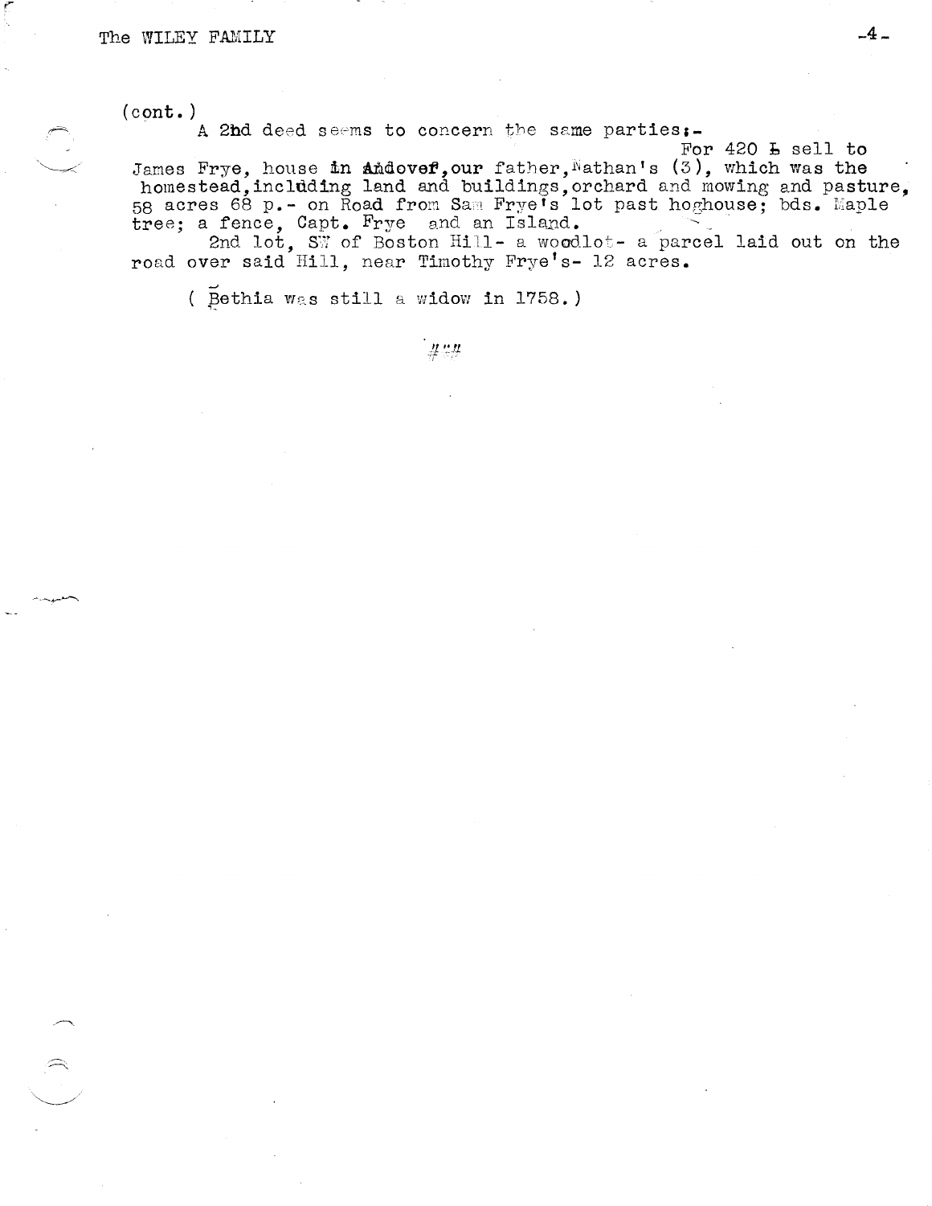(cont.)

A 2nd deed seems to concern the same parties;-

For 420 ₤ sell to James Frye, house in Andover, our father, Nathan's (3), which was the homestead, including land and buildings, orchard and mowing and pasture, 58 acres 68 p.- on Road from Sam Frye's lot past hoghouse; bds. Maple tree; a fence, Capt. Frye and an Island.

2nd lot, SW of Boston Hill- a woodlot- a parcel laid out on the road over said Hill, near Timothy Frye's- 12 acres.

( Bethia was still a widow in 1758.)

#"#